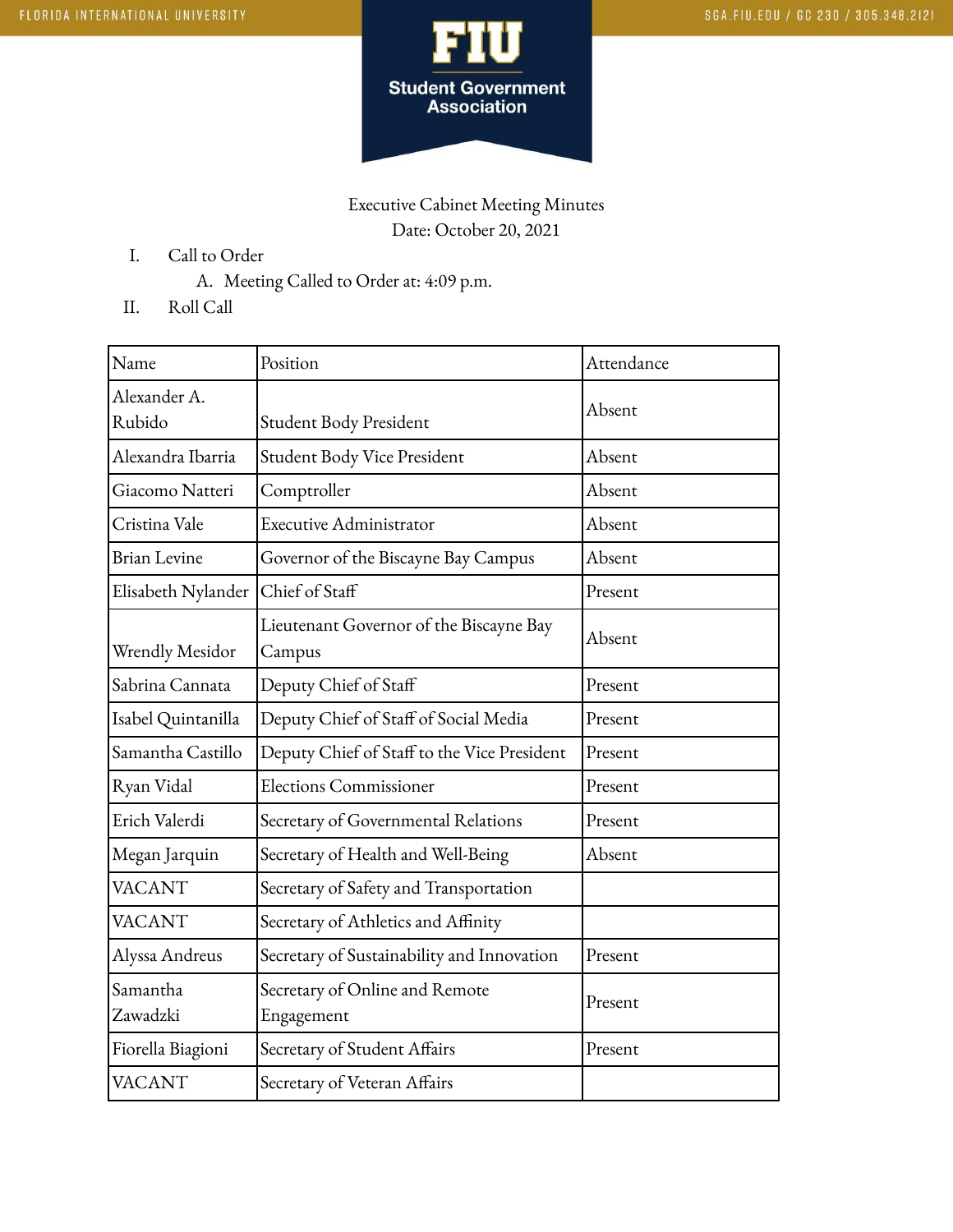Executive Cabinet Meeting Minutes

Date: October 20, 2021

I. Call to Order
   A. Meeting Called to Order at: 4:09 p.m.

II. Roll Call

| Name | Position | Attendance |
|---|---|---|
| Alexander A. Rubido | Student Body President | Absent |
| Alexandra Ibarria | Student Body Vice President | Absent |
| Giacomo Natteri | Comptroller | Absent |
| Cristina Vale | Executive Administrator | Absent |
| Brian Levine | Governor of the Biscayne Bay Campus | Absent |
| Elisabeth Nylander | Chief of Staff | Present |
| Wrendly Mesidor | Lieutenant Governor of the Biscayne Bay Campus | Absent |
| Sabrina Cannata | Deputy Chief of Staff | Present |
| Isabel Quintanilla | Deputy Chief of Staff of Social Media | Present |
| Samantha Castillo | Deputy Chief of Staff to the Vice President | Present |
| Ryan Vidal | Elections Commissioner | Present |
| Erich Valerdi | Secretary of Governmental Relations | Present |
| Megan Jarquin | Secretary of Health and Well-Being | Absent |
| VACANT | Secretary of Safety and Transportation | |
| VACANT | Secretary of Athletics and Affinity | |
| Alyssa Andreus | Secretary of Sustainability and Innovation | Present |
| Samantha Zawadzki | Secretary of Online and Remote Engagement | Present |
| Fiorella Biagioni | Secretary of Student Affairs | Present |
| VACANT | Secretary of Veteran Affairs | |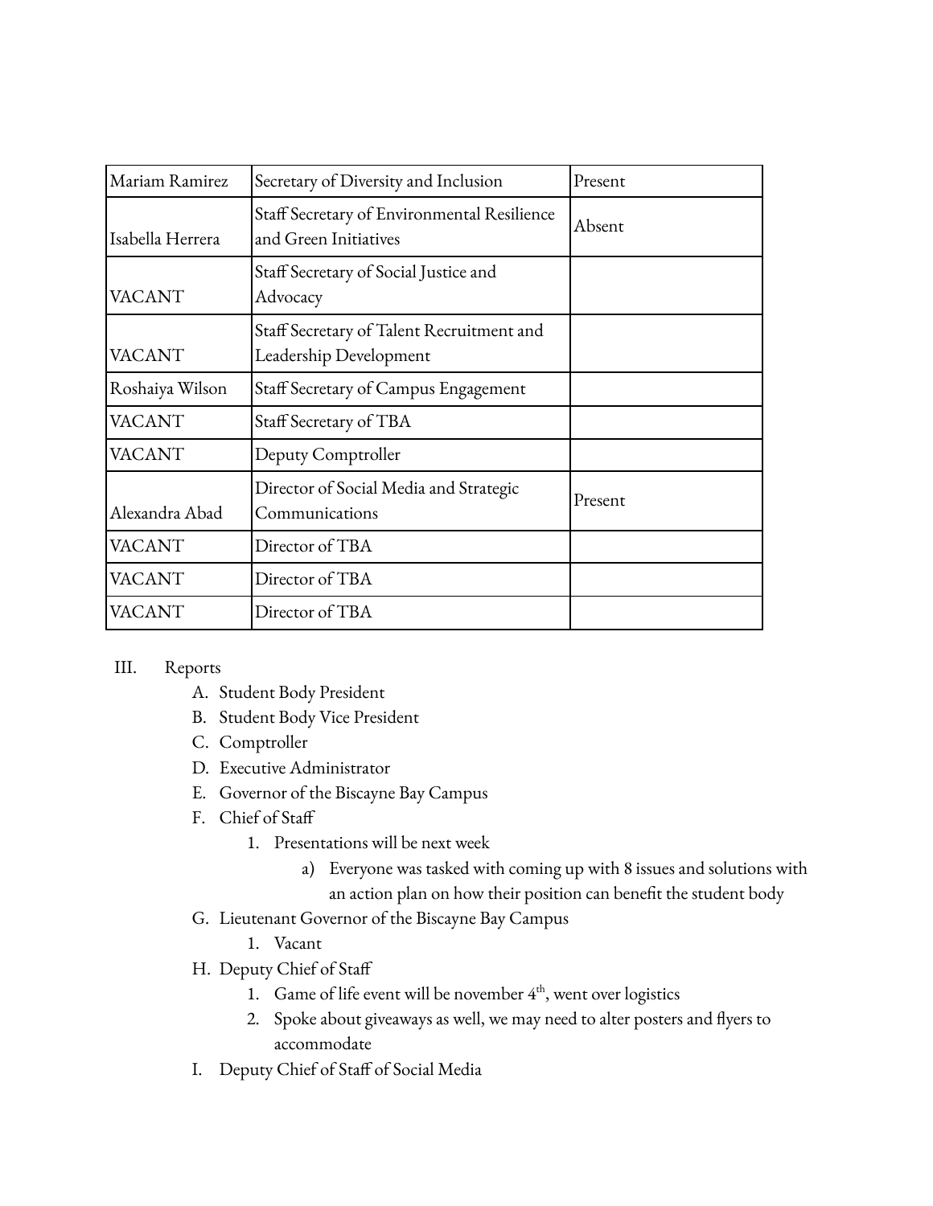| Mariam Ramirez | Secretary of Diversity and Inclusion | Present |
|---|---|---|
| Isabella Herrera | Staff Secretary of Environmental Resilience and Green Initiatives | Absent |
| VACANT | Staff Secretary of Social Justice and Advocacy | |
| VACANT | Staff Secretary of Talent Recruitment and Leadership Development | |
| Roshaiya Wilson | Staff Secretary of Campus Engagement | |
| VACANT | Staff Secretary of TBA | |
| VACANT | Deputy Comptroller | |
| Alexandra Abad | Director of Social Media and Strategic Communications | Present |
| VACANT | Director of TBA | |
| VACANT | Director of TBA | |
| VACANT | Director of TBA | |

III. Reports

A. Student Body President

B. Student Body Vice President

C. Comptroller

D. Executive Administrator

E. Governor of the Biscayne Bay Campus

F. Chief of Staff

1. Presentations will be next week

   a) Everyone was tasked with coming up with 8 issues and solutions with an action plan on how their position can benefit the student body

G. Lieutenant Governor of the Biscayne Bay Campus

1. Vacant

H. Deputy Chief of Staff

1. Game of life event will be november 4th, went over logistics
2. Spoke about giveaways as well, we may need to alter posters and flyers to accommodate

I. Deputy Chief of Staff of Social Media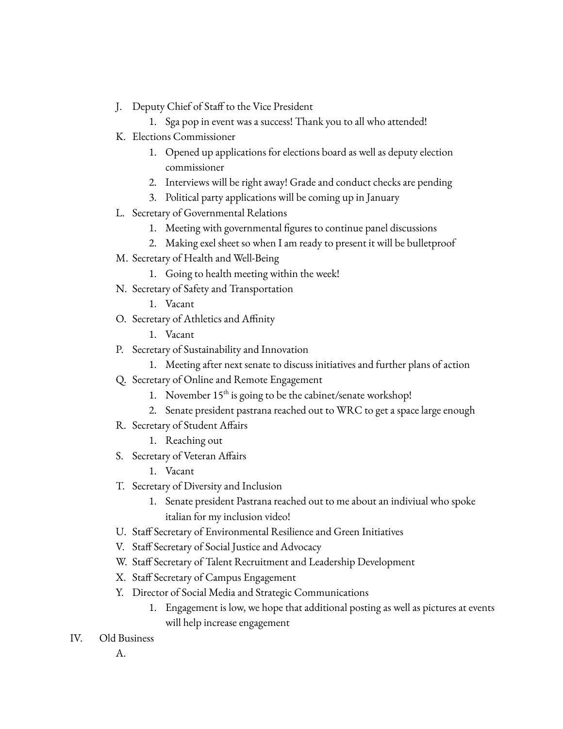J. Deputy Chief of Staff to the Vice President
    1. Sga pop in event was a success! Thank you to all who attended!

K. Elections Commissioner
    1. Opened up applications for elections board as well as deputy election commissioner
    2. Interviews will be right away! Grade and conduct checks are pending
    3. Political party applications will be coming up in January

L. Secretary of Governmental Relations
    1. Meeting with governmental figures to continue panel discussions
    2. Making exel sheet so when I am ready to present it will be bulletproof

M. Secretary of Health and Well-Being
    1. Going to health meeting within the week!

N. Secretary of Safety and Transportation
    1. Vacant

O. Secretary of Athletics and Affinity
    1. Vacant

P. Secretary of Sustainability and Innovation
    1. Meeting after next senate to discuss initiatives and further plans of action

Q. Secretary of Online and Remote Engagement
    1. November 15th is going to be the cabinet/senate workshop!
    2. Senate president pastrana reached out to WRC to get a space large enough

R. Secretary of Student Affairs
    1. Reaching out

S. Secretary of Veteran Affairs
    1. Vacant

T. Secretary of Diversity and Inclusion
    1. Senate president Pastrana reached out to me about an indiviual who spoke italian for my inclusion video!

U. Staff Secretary of Environmental Resilience and Green Initiatives

V. Staff Secretary of Social Justice and Advocacy

W. Staff Secretary of Talent Recruitment and Leadership Development

X. Staff Secretary of Campus Engagement

Y. Director of Social Media and Strategic Communications
    1. Engagement is low, we hope that additional posting as well as pictures at events will help increase engagement

IV. Old Business

A.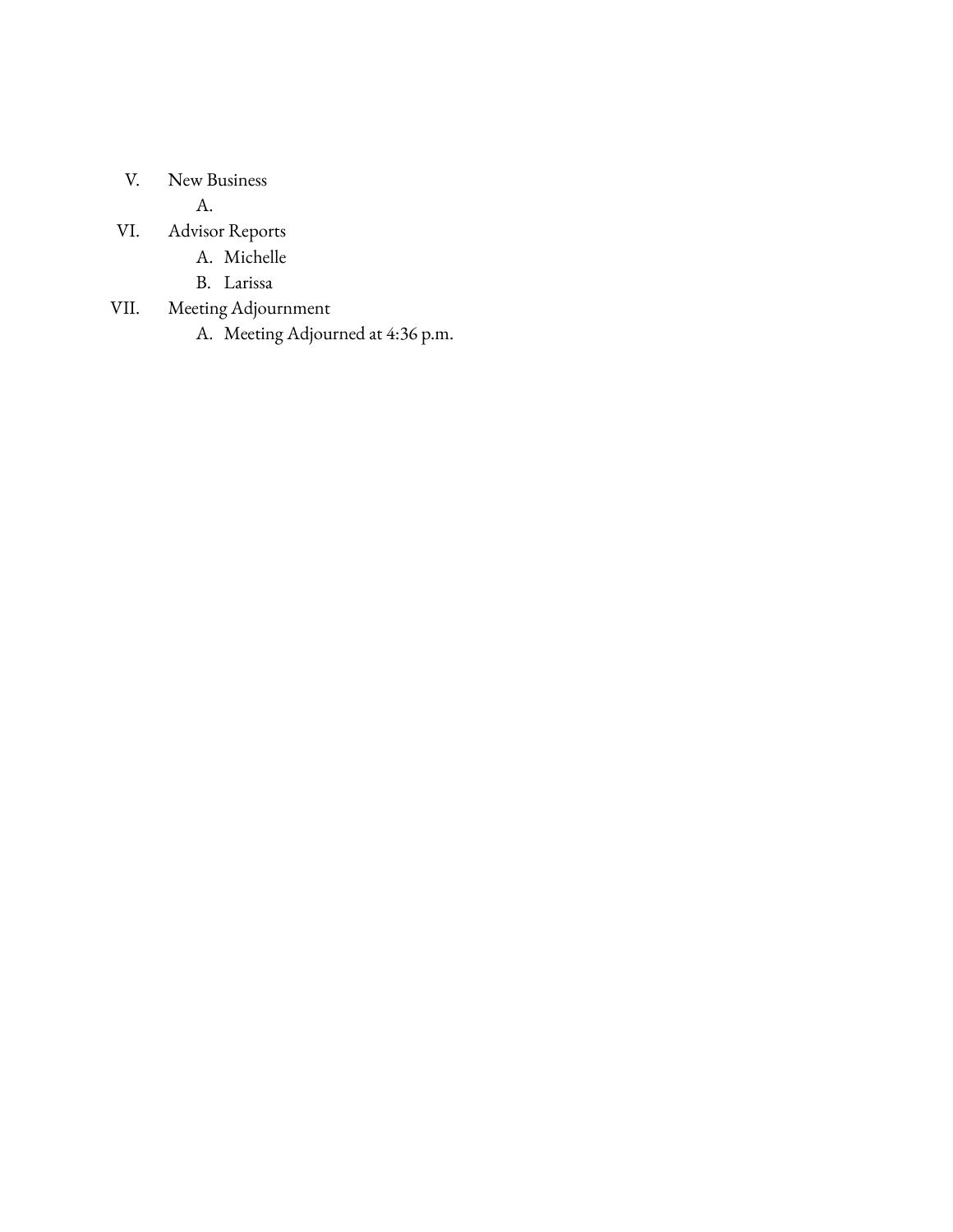V. New Business
   A.

VI. Advisor Reports
   A. Michelle
   B. Larissa

VII. Meeting Adjournment
   A. Meeting Adjourned at 4:36 p.m.